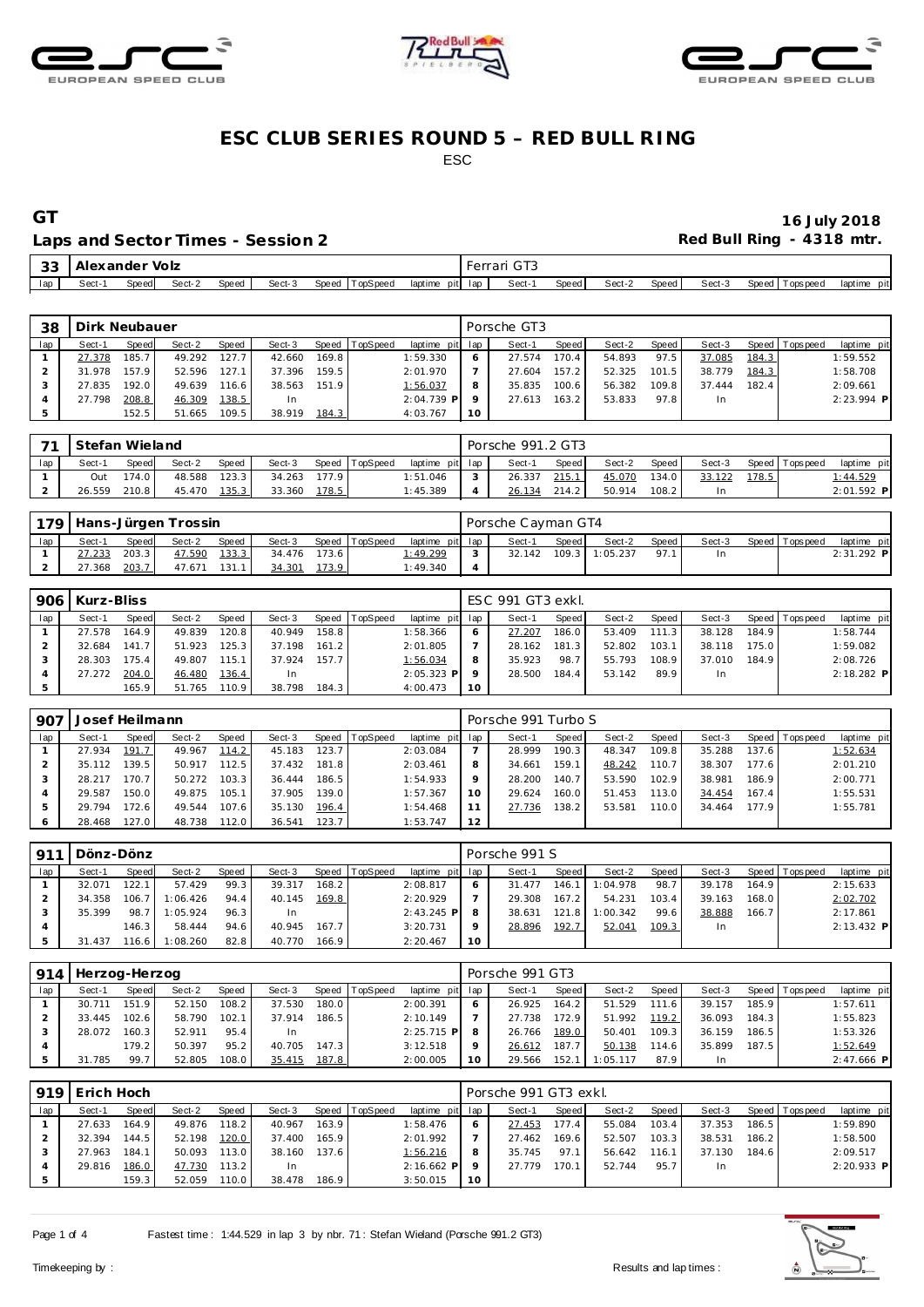# ESC CLUB SERIES ROUND 5 – RED BULL RING

ESC

## GT

**16 July 2018**

### Laps and Sector Times - Session 2

**Red Bull Ring - 4318 mtr.**

| 33 | Alexander Volz | | | | | | | | Ferrari GT3 | | | | | | | | |
|---|---|---|---|---|---|---|---|---|---|---|---|---|---|---|---|---|---|
| lap | Sect-1 | Speed | Sect-2 | Speed | Sect-3 | Speed | TopSpeed | laptime pit | lap | Sect-1 | Speed | Sect-2 | Speed | Sect-3 | Speed | Topspeed | laptime pit |

| 38 | Dirk Neubauer | | | | | | | | Porsche GT3 | | | | | | | | |
|---|---|---|---|---|---|---|---|---|---|---|---|---|---|---|---|---|---|
| lap | Sect-1 | Speed | Sect-2 | Speed | Sect-3 | Speed | TopSpeed | laptime pit | lap | Sect-1 | Speed | Sect-2 | Speed | Sect-3 | Speed | Topspeed | laptime pit |
| 1 | 27.378 | 185.7 | 49.292 | 127.7 | 42.660 | 169.8 | | 1:59.330 | 6 | 27.574 | 170.4 | 54.893 | 97.5 | 37.085 | 184.3 | | 1:59.552 |
| 2 | 31.978 | 157.9 | 52.596 | 127.1 | 37.396 | 159.5 | | 2:01.970 | 7 | 27.604 | 157.2 | 52.325 | 101.5 | 38.779 | 184.3 | | 1:58.708 |
| 3 | 27.835 | 192.0 | 49.639 | 116.6 | 38.563 | 151.9 | | 1:56.037 | 8 | 35.835 | 100.6 | 56.382 | 109.8 | 37.444 | 182.4 | | 2:09.661 |
| 4 | 27.798 | 208.8 | 46.309 | 138.5 | In | | | 2:04.739 P | 9 | 27.613 | 163.2 | 53.833 | 97.8 | In | | | 2:23.994 P |
| 5 | | 152.5 | 51.665 | 109.5 | 38.919 | 184.3 | | 4:03.767 | 10 | | | | | | | | |

| 71 | Stefan Wieland | | | | | | | | Porsche 991.2 GT3 | | | | | | | | |
|---|---|---|---|---|---|---|---|---|---|---|---|---|---|---|---|---|---|
| lap | Sect-1 | Speed | Sect-2 | Speed | Sect-3 | Speed | TopSpeed | laptime pit | lap | Sect-1 | Speed | Sect-2 | Speed | Sect-3 | Speed | Topspeed | laptime pit |
| 1 | Out | 174.0 | 48.588 | 123.3 | 34.263 | 177.9 | | 1:51.046 | 3 | 26.337 | 215.1 | 45.070 | 134.0 | 33.122 | 178.5 | | 1:44.529 |
| 2 | 26.559 | 210.8 | 45.470 | 135.3 | 33.360 | 178.5 | | 1:45.389 | 4 | 26.134 | 214.2 | 50.914 | 108.2 | In | | | 2:01.592 P |

| 179 | Hans-Jürgen Trossin | | | | | | | | Porsche Cayman GT4 | | | | | | | | |
|---|---|---|---|---|---|---|---|---|---|---|---|---|---|---|---|---|---|
| lap | Sect-1 | Speed | Sect-2 | Speed | Sect-3 | Speed | TopSpeed | laptime pit | lap | Sect-1 | Speed | Sect-2 | Speed | Sect-3 | Speed | Topspeed | laptime pit |
| 1 | 27.233 | 203.3 | 47.590 | 133.3 | 34.476 | 173.6 | | 1:49.299 | 3 | 32.142 | 109.3 | 1:05.237 | 97.1 | In | | | 2:31.292 P |
| 2 | 27.368 | 203.7 | 47.671 | 131.1 | 34.301 | 173.9 | | 1:49.340 | 4 | | | | | | | | |

| 906 | Kurz-Bliss | | | | | | | | ESC 991 GT3 exkl. | | | | | | | | |
|---|---|---|---|---|---|---|---|---|---|---|---|---|---|---|---|---|---|
| lap | Sect-1 | Speed | Sect-2 | Speed | Sect-3 | Speed | TopSpeed | laptime pit | lap | Sect-1 | Speed | Sect-2 | Speed | Sect-3 | Speed | Topspeed | laptime pit |
| 1 | 27.578 | 164.9 | 49.839 | 120.8 | 40.949 | 158.8 | | 1:58.366 | 6 | 27.207 | 186.0 | 53.409 | 111.3 | 38.128 | 184.9 | | 1:58.744 |
| 2 | 32.684 | 141.7 | 51.923 | 125.3 | 37.198 | 161.2 | | 2:01.805 | 7 | 28.162 | 181.3 | 52.802 | 103.1 | 38.118 | 175.0 | | 1:59.082 |
| 3 | 28.303 | 175.4 | 49.807 | 115.1 | 37.924 | 157.7 | | 1:56.034 | 8 | 35.923 | 98.7 | 55.793 | 108.9 | 37.010 | 184.9 | | 2:08.726 |
| 4 | 27.272 | 204.0 | 46.480 | 136.4 | In | | | 2:05.323 P | 9 | 28.500 | 184.4 | 53.142 | 89.9 | In | | | 2:18.282 P |
| 5 | | 165.9 | 51.765 | 110.9 | 38.798 | 184.3 | | 4:00.473 | 10 | | | | | | | | |

| 907 | Josef Heilmann | | | | | | | | Porsche 991 Turbo S | | | | | | | | |
|---|---|---|---|---|---|---|---|---|---|---|---|---|---|---|---|---|---|
| lap | Sect-1 | Speed | Sect-2 | Speed | Sect-3 | Speed | TopSpeed | laptime pit | lap | Sect-1 | Speed | Sect-2 | Speed | Sect-3 | Speed | Topspeed | laptime pit |
| 1 | 27.934 | 191.7 | 49.967 | 114.2 | 45.183 | 123.7 | | 2:03.084 | 7 | 28.999 | 190.3 | 48.347 | 109.8 | 35.288 | 137.6 | | 1:52.634 |
| 2 | 35.112 | 139.5 | 50.917 | 112.5 | 37.432 | 181.8 | | 2:03.461 | 8 | 34.661 | 159.1 | 48.242 | 110.7 | 38.307 | 177.6 | | 2:01.210 |
| 3 | 28.217 | 170.7 | 50.272 | 103.3 | 36.444 | 186.5 | | 1:54.933 | 9 | 28.200 | 140.7 | 53.590 | 102.9 | 38.981 | 186.9 | | 2:00.771 |
| 4 | 29.587 | 150.0 | 49.875 | 105.1 | 37.905 | 139.0 | | 1:57.367 | 10 | 29.624 | 160.0 | 51.453 | 113.0 | 34.454 | 167.4 | | 1:55.531 |
| 5 | 29.794 | 172.6 | 49.544 | 107.6 | 35.130 | 196.4 | | 1:54.468 | 11 | 27.736 | 138.2 | 53.581 | 110.0 | 34.464 | 177.9 | | 1:55.781 |
| 6 | 28.468 | 127.0 | 48.738 | 112.0 | 36.541 | 123.7 | | 1:53.747 | 12 | | | | | | | | |

| 911 | Dönz-Dönz | | | | | | | | Porsche 991 S | | | | | | | | |
|---|---|---|---|---|---|---|---|---|---|---|---|---|---|---|---|---|---|
| lap | Sect-1 | Speed | Sect-2 | Speed | Sect-3 | Speed | TopSpeed | laptime pit | lap | Sect-1 | Speed | Sect-2 | Speed | Sect-3 | Speed | Topspeed | laptime pit |
| 1 | 32.071 | 122.1 | 57.429 | 99.3 | 39.317 | 168.2 | | 2:08.817 | 6 | 31.477 | 146.1 | 1:04.978 | 98.7 | 39.178 | 164.9 | | 2:15.633 |
| 2 | 34.358 | 106.7 | 1:06.426 | 94.4 | 40.145 | 169.8 | | 2:20.929 | 7 | 29.308 | 167.2 | 54.231 | 103.4 | 39.163 | 168.0 | | 2:02.702 |
| 3 | 35.399 | 98.7 | 1:05.924 | 96.3 | In | | | 2:43.245 P | 8 | 38.631 | 121.8 | 1:00.342 | 99.6 | 38.888 | 166.7 | | 2:17.861 |
| 4 | | 146.3 | 58.444 | 94.6 | 40.945 | 167.7 | | 3:20.731 | 9 | 28.896 | 192.7 | 52.041 | 109.3 | In | | | 2:13.432 P |
| 5 | 31.437 | 116.6 | 1:08.260 | 82.8 | 40.770 | 166.9 | | 2:20.467 | 10 | | | | | | | | |

| 914 | Herzog-Herzog | | | | | | | | Porsche 991 GT3 | | | | | | | | |
|---|---|---|---|---|---|---|---|---|---|---|---|---|---|---|---|---|---|
| lap | Sect-1 | Speed | Sect-2 | Speed | Sect-3 | Speed | TopSpeed | laptime pit | lap | Sect-1 | Speed | Sect-2 | Speed | Sect-3 | Speed | Topspeed | laptime pit |
| 1 | 30.711 | 151.9 | 52.150 | 108.2 | 37.530 | 180.0 | | 2:00.391 | 6 | 26.925 | 164.2 | 51.529 | 111.6 | 39.157 | 185.9 | | 1:57.611 |
| 2 | 33.445 | 102.6 | 58.790 | 102.1 | 37.914 | 186.5 | | 2:10.149 | 7 | 27.738 | 172.9 | 51.992 | 119.2 | 36.093 | 184.3 | | 1:55.823 |
| 3 | 28.072 | 160.3 | 52.911 | 95.4 | In | | | 2:25.715 P | 8 | 26.766 | 189.0 | 50.401 | 109.3 | 36.159 | 186.5 | | 1:53.326 |
| 4 | | 179.2 | 50.397 | 95.2 | 40.705 | 147.3 | | 3:12.518 | 9 | 26.612 | 187.7 | 50.138 | 114.6 | 35.899 | 187.5 | | 1:52.649 |
| 5 | 31.785 | 99.7 | 52.805 | 108.0 | 35.415 | 187.8 | | 2:00.005 | 10 | 29.566 | 152.1 | 1:05.117 | 87.9 | In | | | 2:47.666 P |

| 919 | Erich Hoch | | | | | | | | Porsche 991 GT3 exkl. | | | | | | | | |
|---|---|---|---|---|---|---|---|---|---|---|---|---|---|---|---|---|---|
| lap | Sect-1 | Speed | Sect-2 | Speed | Sect-3 | Speed | TopSpeed | laptime pit | lap | Sect-1 | Speed | Sect-2 | Speed | Sect-3 | Speed | Topspeed | laptime pit |
| 1 | 27.633 | 164.9 | 49.876 | 118.2 | 40.967 | 163.9 | | 1:58.476 | 6 | 27.453 | 177.4 | 55.084 | 103.4 | 37.353 | 186.5 | | 1:59.890 |
| 2 | 32.394 | 144.5 | 52.198 | 120.0 | 37.400 | 165.9 | | 2:01.992 | 7 | 27.462 | 169.6 | 52.507 | 103.3 | 38.531 | 186.2 | | 1:58.500 |
| 3 | 27.963 | 184.1 | 50.093 | 113.0 | 38.160 | 137.6 | | 1:56.216 | 8 | 35.745 | 97.1 | 56.642 | 116.1 | 37.130 | 184.6 | | 2:09.517 |
| 4 | 29.816 | 186.0 | 47.730 | 113.2 | In | | | 2:16.662 P | 9 | 27.779 | 170.1 | 52.744 | 95.7 | In | | | 2:20.933 P |
| 5 | | 159.3 | 52.059 | 110.0 | 38.478 | 186.9 | | 3:50.015 | 10 | | | | | | | | |

Fastest time : 1:44.529 in lap 3 by nbr. 71 : Stefan Wieland (Porsche 991.2 GT3)

Timekeeping by : Results and lap times :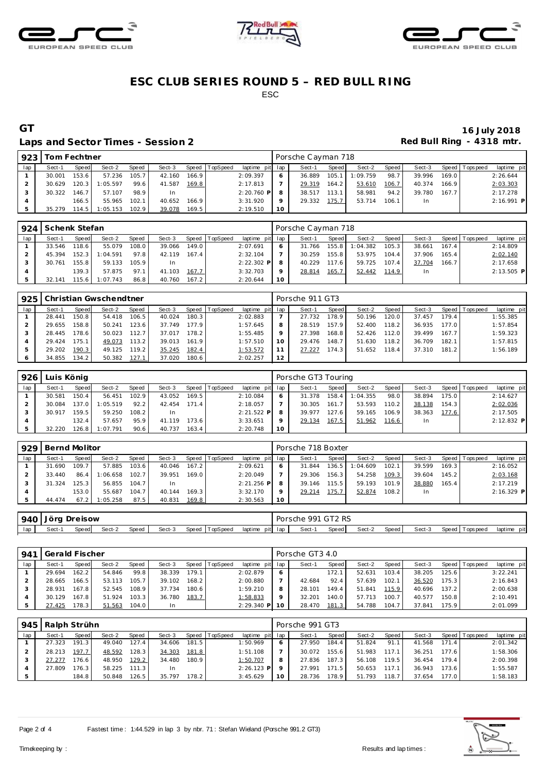# ESC CLUB SERIES ROUND 5 – RED BULL RING

ESC

## GT

**16 July 2018**

### Laps and Sector Times - Session 2

**Red Bull Ring - 4318 mtr.**

| 923 | Tom Fechtner | | | | | | | | Porsche Cayman 718 | | | | | | | | |
|---|---|---|---|---|---|---|---|---|---|---|---|---|---|---|---|---|---|
| lap | Sect-1 | Speed | Sect-2 | Speed | Sect-3 | Speed | TopSpeed | laptime pit | lap | Sect-1 | Speed | Sect-2 | Speed | Sect-3 | Speed | Topspeed | laptime pit |
| 1 | 30.001 | 153.6 | 57.236 | 105.7 | 42.160 | 166.9 | | 2:09.397 | 6 | 36.889 | 105.1 | 1:09.759 | 98.7 | 39.996 | 169.0 | | 2:26.644 |
| 2 | 30.629 | 120.3 | 1:05.597 | 99.6 | 41.587 | 169.8 | | 2:17.813 | 7 | 29.319 | 164.2 | 53.610 | 106.7 | 40.374 | 166.9 | | 2:03.303 |
| 3 | 30.322 | 146.7 | 57.107 | 98.9 | In | | | 2:20.760 P | 8 | 38.517 | 113.1 | 58.981 | 94.2 | 39.780 | 167.7 | | 2:17.278 |
| 4 | | 166.5 | 55.965 | 102.1 | 40.652 | 166.9 | | 3:31.920 | 9 | 29.332 | 175.7 | 53.714 | 106.1 | In | | | 2:16.991 P |
| 5 | 35.279 | 114.5 | 1:05.153 | 102.9 | 39.078 | 169.5 | | 2:19.510 | 10 | | | | | | | | |

| 924 | Schenk Stefan | | | | | | | | Porsche Cayman 718 | | | | | | | | |
|---|---|---|---|---|---|---|---|---|---|---|---|---|---|---|---|---|---|
| lap | Sect-1 | Speed | Sect-2 | Speed | Sect-3 | Speed | TopSpeed | laptime pit | lap | Sect-1 | Speed | Sect-2 | Speed | Sect-3 | Speed | Topspeed | laptime pit |
| 1 | 33.546 | 118.6 | 55.079 | 108.0 | 39.066 | 149.0 | | 2:07.691 | 6 | 31.766 | 155.8 | 1:04.382 | 105.3 | 38.661 | 167.4 | | 2:14.809 |
| 2 | 45.394 | 152.3 | 1:04.591 | 97.8 | 42.119 | 167.4 | | 2:32.104 | 7 | 30.259 | 155.8 | 53.975 | 104.4 | 37.906 | 165.4 | | 2:02.140 |
| 3 | 30.761 | 155.8 | 59.133 | 105.9 | In | | | 2:22.302 P | 8 | 40.229 | 117.6 | 59.725 | 107.4 | 37.704 | 166.7 | | 2:17.658 |
| 4 | | 139.3 | 57.875 | 97.1 | 41.103 | 167.7 | | 3:32.703 | 9 | 28.814 | 165.7 | 52.442 | 114.9 | In | | | 2:13.505 P |
| 5 | 32.141 | 115.6 | 1:07.743 | 86.8 | 40.760 | 167.2 | | 2:20.644 | 10 | | | | | | | | |

| 925 | Christian Gwschendtner | | | | | | | | Porsche 911 GT3 | | | | | | | | |
|---|---|---|---|---|---|---|---|---|---|---|---|---|---|---|---|---|---|
| lap | Sect-1 | Speed | Sect-2 | Speed | Sect-3 | Speed | TopSpeed | laptime pit | lap | Sect-1 | Speed | Sect-2 | Speed | Sect-3 | Speed | Topspeed | laptime pit |
| 1 | 28.441 | 150.8 | 54.418 | 106.5 | 40.024 | 180.3 | | 2:02.883 | 7 | 27.732 | 178.9 | 50.196 | 120.0 | 37.457 | 179.4 | | 1:55.385 |
| 2 | 29.655 | 158.8 | 50.241 | 123.6 | 37.749 | 177.9 | | 1:57.645 | 8 | 28.519 | 157.9 | 52.400 | 118.2 | 36.935 | 177.0 | | 1:57.854 |
| 3 | 28.445 | 178.6 | 50.023 | 112.7 | 37.017 | 178.2 | | 1:55.485 | 9 | 27.398 | 168.8 | 52.426 | 112.0 | 39.499 | 167.7 | | 1:59.323 |
| 4 | 29.424 | 175.1 | 49.073 | 113.2 | 39.013 | 161.9 | | 1:57.510 | 10 | 29.476 | 148.7 | 51.630 | 118.2 | 36.709 | 182.1 | | 1:57.815 |
| 5 | 29.202 | 190.3 | 49.125 | 119.2 | 35.245 | 182.4 | | 1:53.572 | 11 | 27.227 | 174.3 | 51.652 | 118.4 | 37.310 | 181.2 | | 1:56.189 |
| 6 | 34.855 | 134.2 | 50.382 | 127.1 | 37.020 | 180.6 | | 2:02.257 | 12 | | | | | | | | |

| 926 | Luis König | | | | | | | | Porsche GT3 Touring | | | | | | | | |
|---|---|---|---|---|---|---|---|---|---|---|---|---|---|---|---|---|---|
| lap | Sect-1 | Speed | Sect-2 | Speed | Sect-3 | Speed | TopSpeed | laptime pit | lap | Sect-1 | Speed | Sect-2 | Speed | Sect-3 | Speed | Topspeed | laptime pit |
| 1 | 30.581 | 150.4 | 56.451 | 102.9 | 43.052 | 169.5 | | 2:10.084 | 6 | 31.378 | 158.4 | 1:04.355 | 98.0 | 38.894 | 175.0 | | 2:14.627 |
| 2 | 30.084 | 137.0 | 1:05.519 | 92.2 | 42.454 | 171.4 | | 2:18.057 | 7 | 30.305 | 161.7 | 53.593 | 110.2 | 38.138 | 154.3 | | 2:02.036 |
| 3 | 30.917 | 159.5 | 59.250 | 108.2 | In | | | 2:21.522 P | 8 | 39.977 | 127.6 | 59.165 | 106.9 | 38.363 | 177.6 | | 2:17.505 |
| 4 | | 132.4 | 57.657 | 95.9 | 41.119 | 173.6 | | 3:33.651 | 9 | 29.134 | 167.5 | 51.962 | 116.6 | In | | | 2:12.832 P |
| 5 | 32.220 | 126.8 | 1:07.791 | 90.6 | 40.737 | 163.4 | | 2:20.748 | 10 | | | | | | | | |

| 929 | Bernd Molitor | | | | | | | | Porsche 718 Boxter | | | | | | | | |
|---|---|---|---|---|---|---|---|---|---|---|---|---|---|---|---|---|---|
| lap | Sect-1 | Speed | Sect-2 | Speed | Sect-3 | Speed | TopSpeed | laptime pit | lap | Sect-1 | Speed | Sect-2 | Speed | Sect-3 | Speed | Topspeed | laptime pit |
| 1 | 31.690 | 109.7 | 57.885 | 103.6 | 40.046 | 167.2 | | 2:09.621 | 6 | 31.844 | 136.5 | 1:04.609 | 102.1 | 39.599 | 169.3 | | 2:16.052 |
| 2 | 33.440 | 86.4 | 1:06.658 | 102.7 | 39.951 | 169.0 | | 2:20.049 | 7 | 29.306 | 156.3 | 54.258 | 109.3 | 39.604 | 145.2 | | 2:03.168 |
| 3 | 31.324 | 125.3 | 56.855 | 104.7 | In | | | 2:21.256 P | 8 | 39.146 | 115.5 | 59.193 | 101.9 | 38.880 | 165.4 | | 2:17.219 |
| 4 | | 153.0 | 55.687 | 104.7 | 40.144 | 169.3 | | 3:32.170 | 9 | 29.214 | 175.7 | 52.874 | 108.2 | In | | | 2:16.329 P |
| 5 | 44.474 | 67.2 | 1:05.258 | 87.5 | 40.831 | 169.8 | | 2:30.563 | 10 | | | | | | | | |

| 940 | Jörg Dreisow | | | | | | | | Porsche 991 GT2 RS | | | | | | | | |
|---|---|---|---|---|---|---|---|---|---|---|---|---|---|---|---|---|---|
| lap | Sect-1 | Speed | Sect-2 | Speed | Sect-3 | Speed | TopSpeed | laptime pit | lap | Sect-1 | Speed | Sect-2 | Speed | Sect-3 | Speed | Topspeed | laptime pit |

| 941 | Gerald Fischer | | | | | | | | Porsche GT3 4.0 | | | | | | | | |
|---|---|---|---|---|---|---|---|---|---|---|---|---|---|---|---|---|---|
| lap | Sect-1 | Speed | Sect-2 | Speed | Sect-3 | Speed | TopSpeed | laptime pit | lap | Sect-1 | Speed | Sect-2 | Speed | Sect-3 | Speed | Topspeed | laptime pit |
| 1 | 29.694 | 162.2 | 54.846 | 99.8 | 38.339 | 179.1 | | 2:02.879 | 6 | | 172.1 | 52.631 | 103.4 | 38.205 | 125.6 | | 3:22.241 |
| 2 | 28.665 | 166.5 | 53.113 | 105.7 | 39.102 | 168.2 | | 2:00.880 | 7 | 42.684 | 92.4 | 57.639 | 102.1 | 36.520 | 175.3 | | 2:16.843 |
| 3 | 28.931 | 167.8 | 52.545 | 108.9 | 37.734 | 180.6 | | 1:59.210 | 8 | 28.101 | 149.4 | 51.841 | 115.9 | 40.696 | 137.2 | | 2:00.638 |
| 4 | 30.129 | 167.8 | 51.924 | 103.3 | 36.780 | 183.7 | | 1:58.833 | 9 | 32.201 | 140.0 | 57.713 | 100.7 | 40.577 | 150.8 | | 2:10.491 |
| 5 | 27.425 | 178.3 | 51.563 | 104.0 | In | | | 2:29.340 P | 10 | 28.470 | 181.3 | 54.788 | 104.7 | 37.841 | 175.9 | | 2:01.099 |

| 945 | Ralph Strühn | | | | | | | | Porsche 991 GT3 | | | | | | | | |
|---|---|---|---|---|---|---|---|---|---|---|---|---|---|---|---|---|---|
| lap | Sect-1 | Speed | Sect-2 | Speed | Sect-3 | Speed | TopSpeed | laptime pit | lap | Sect-1 | Speed | Sect-2 | Speed | Sect-3 | Speed | Topspeed | laptime pit |
| 1 | 27.323 | 191.3 | 49.040 | 127.4 | 34.606 | 181.5 | | 1:50.969 | 6 | 27.950 | 184.4 | 51.824 | 91.1 | 41.568 | 171.4 | | 2:01.342 |
| 2 | 28.213 | 197.7 | 48.592 | 128.3 | 34.303 | 181.8 | | 1:51.108 | 7 | 30.072 | 155.6 | 51.983 | 117.1 | 36.251 | 177.6 | | 1:58.306 |
| 3 | 27.277 | 176.6 | 48.950 | 129.2 | 34.480 | 180.9 | | 1:50.707 | 8 | 27.836 | 187.3 | 56.108 | 119.5 | 36.454 | 179.4 | | 2:00.398 |
| 4 | 27.809 | 176.3 | 58.225 | 111.3 | In | | | 2:26.123 P | 9 | 27.991 | 171.5 | 50.653 | 117.1 | 36.943 | 173.6 | | 1:55.587 |
| 5 | | 184.8 | 50.848 | 126.5 | 35.797 | 178.2 | | 3:45.629 | 10 | 28.736 | 178.9 | 51.793 | 118.7 | 37.654 | 177.0 | | 1:58.183 |

Fastest time : 1:44.529 in lap 3 by nbr. 71 : Stefan Wieland (Porsche 991.2 GT3)

Timekeeping by :

Results and lap times :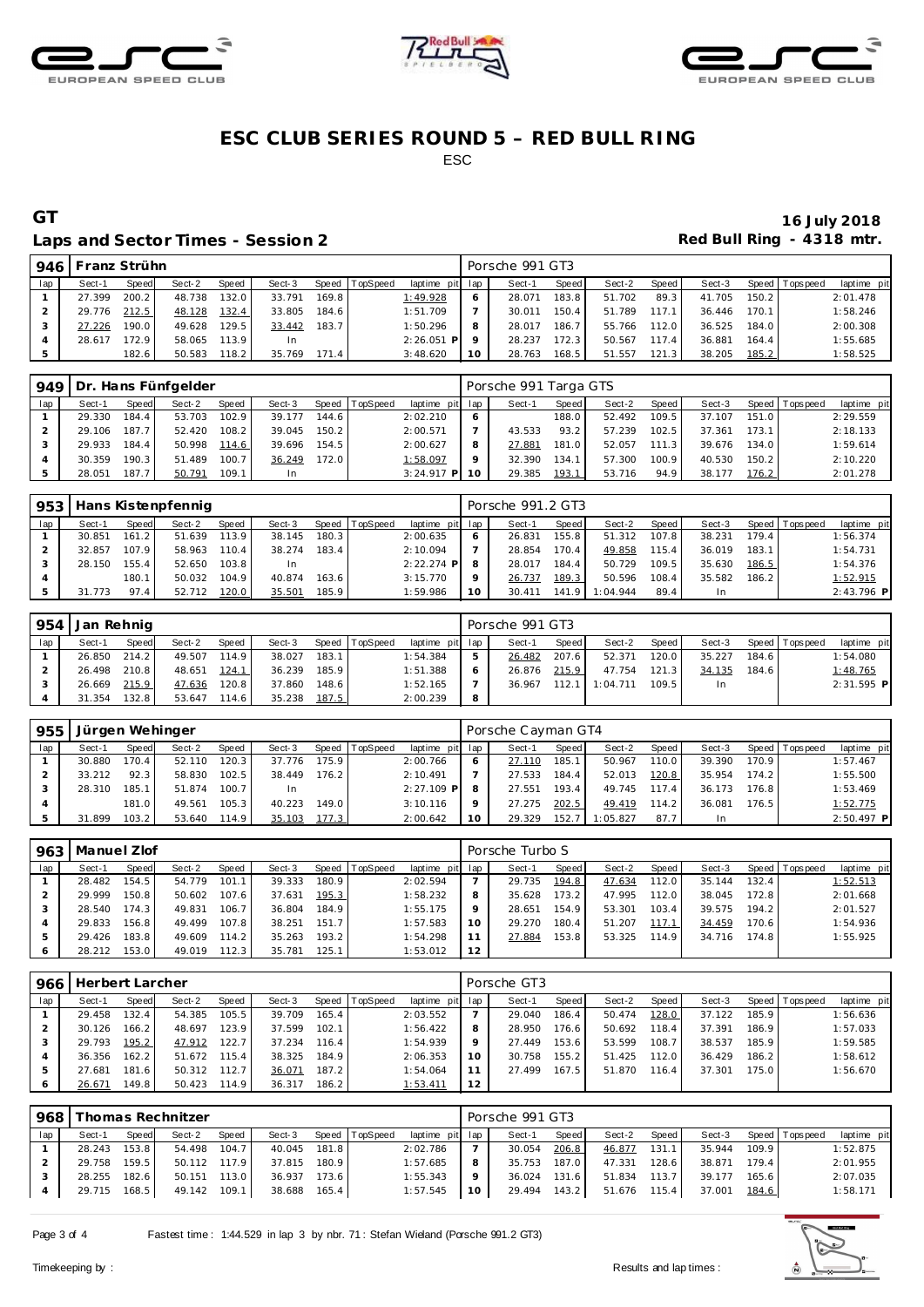# ESC CLUB SERIES ROUND 5 – RED BULL RING

ESC

## GT

**16 July 2018**

### Laps and Sector Times - Session 2

**Red Bull Ring - 4318 mtr.**

| 946 | Franz Strühn | | | | | | | | Porsche 991 GT3 | | | | | | | | |
|---|---|---|---|---|---|---|---|---|---|---|---|---|---|---|---|---|---|
| lap | Sect-1 | Speed | Sect-2 | Speed | Sect-3 | Speed | TopSpeed | laptime pit | lap | Sect-1 | Speed | Sect-2 | Speed | Sect-3 | Speed | Topspeed | laptime pit |
| 1 | 27.399 | 200.2 | 48.738 | 132.0 | 33.791 | 169.8 | | 1:49.928 | 6 | 28.071 | 183.8 | 51.702 | 89.3 | 41.705 | 150.2 | | 2:01.478 |
| 2 | 29.776 | 212.5 | 48.128 | 132.4 | 33.805 | 184.6 | | 1:51.709 | 7 | 30.011 | 150.4 | 51.789 | 117.1 | 36.446 | 170.1 | | 1:58.246 |
| 3 | 27.226 | 190.0 | 49.628 | 129.5 | 33.442 | 183.7 | | 1:50.296 | 8 | 28.017 | 186.7 | 55.766 | 112.0 | 36.525 | 184.0 | | 2:00.308 |
| 4 | 28.617 | 172.9 | 58.065 | 113.9 | In | | | 2:26.051 P | 9 | 28.237 | 172.3 | 50.567 | 117.4 | 36.881 | 164.4 | | 1:55.685 |
| 5 | | 182.6 | 50.583 | 118.2 | 35.769 | 171.4 | | 3:48.620 | 10 | 28.763 | 168.5 | 51.557 | 121.3 | 38.205 | 185.2 | | 1:58.525 |

| 949 | Dr. Hans Fünfgelder | | | | | | | | Porsche 991 Targa GTS | | | | | | | | |
|---|---|---|---|---|---|---|---|---|---|---|---|---|---|---|---|---|---|
| lap | Sect-1 | Speed | Sect-2 | Speed | Sect-3 | Speed | TopSpeed | laptime pit | lap | Sect-1 | Speed | Sect-2 | Speed | Sect-3 | Speed | Topspeed | laptime pit |
| 1 | 29.330 | 184.4 | 53.703 | 102.9 | 39.177 | 144.6 | | 2:02.210 | 6 | | 188.0 | 52.492 | 109.5 | 37.107 | 151.0 | | 2:29.559 |
| 2 | 29.106 | 187.7 | 52.420 | 108.2 | 39.045 | 150.2 | | 2:00.571 | 7 | 43.533 | 93.2 | 57.239 | 102.5 | 37.361 | 173.1 | | 2:18.133 |
| 3 | 29.933 | 184.4 | 50.998 | 114.6 | 39.696 | 154.5 | | 2:00.627 | 8 | 27.881 | 181.0 | 52.057 | 111.3 | 39.676 | 134.0 | | 1:59.614 |
| 4 | 30.359 | 190.3 | 51.489 | 100.7 | 36.249 | 172.0 | | 1:58.097 | 9 | 32.390 | 134.1 | 57.300 | 100.9 | 40.530 | 150.2 | | 2:10.220 |
| 5 | 28.051 | 187.7 | 50.791 | 109.1 | In | | | 3:24.917 P | 10 | 29.385 | 193.1 | 53.716 | 94.9 | 38.177 | 176.2 | | 2:01.278 |

| 953 | Hans Kistenpfennig | | | | | | | | Porsche 991.2 GT3 | | | | | | | | |
|---|---|---|---|---|---|---|---|---|---|---|---|---|---|---|---|---|---|
| lap | Sect-1 | Speed | Sect-2 | Speed | Sect-3 | Speed | TopSpeed | laptime pit | lap | Sect-1 | Speed | Sect-2 | Speed | Sect-3 | Speed | Topspeed | laptime pit |
| 1 | 30.851 | 161.2 | 51.639 | 113.9 | 38.145 | 180.3 | | 2:00.635 | 6 | 26.831 | 155.8 | 51.312 | 107.8 | 38.231 | 179.4 | | 1:56.374 |
| 2 | 32.857 | 107.9 | 58.963 | 110.4 | 38.274 | 183.4 | | 2:10.094 | 7 | 28.854 | 170.4 | 49.858 | 115.4 | 36.019 | 183.1 | | 1:54.731 |
| 3 | 28.150 | 155.4 | 52.650 | 103.8 | In | | | 2:22.274 P | 8 | 28.017 | 184.4 | 50.729 | 109.5 | 35.630 | 186.5 | | 1:54.376 |
| 4 | | 180.1 | 50.032 | 104.9 | 40.874 | 163.6 | | 3:15.770 | 9 | 26.737 | 189.3 | 50.596 | 108.4 | 35.582 | 186.2 | | 1:52.915 |
| 5 | 31.773 | 97.4 | 52.712 | 120.0 | 35.501 | 185.9 | | 1:59.986 | 10 | 30.411 | 141.9 | 1:04.944 | 89.4 | In | | | 2:43.796 P |

| 954 | Jan Rehnig | | | | | | | | Porsche 991 GT3 | | | | | | | | |
|---|---|---|---|---|---|---|---|---|---|---|---|---|---|---|---|---|---|
| lap | Sect-1 | Speed | Sect-2 | Speed | Sect-3 | Speed | TopSpeed | laptime pit | lap | Sect-1 | Speed | Sect-2 | Speed | Sect-3 | Speed | Topspeed | laptime pit |
| 1 | 26.850 | 214.2 | 49.507 | 114.9 | 38.027 | 183.1 | | 1:54.384 | 5 | 26.482 | 207.6 | 52.371 | 120.0 | 35.227 | 184.6 | | 1:54.080 |
| 2 | 26.498 | 210.8 | 48.651 | 124.1 | 36.239 | 185.9 | | 1:51.388 | 6 | 26.876 | 215.9 | 47.754 | 121.3 | 34.135 | 184.6 | | 1:48.765 |
| 3 | 26.669 | 215.9 | 47.636 | 120.8 | 37.860 | 148.6 | | 1:52.165 | 7 | 36.967 | 112.1 | 1:04.711 | 109.5 | In | | | 2:31.595 P |
| 4 | 31.354 | 132.8 | 53.647 | 114.6 | 35.238 | 187.5 | | 2:00.239 | 8 | | | | | | | | |

| 955 | Jürgen Wehinger | | | | | | | | Porsche Cayman GT4 | | | | | | | | |
|---|---|---|---|---|---|---|---|---|---|---|---|---|---|---|---|---|---|
| lap | Sect-1 | Speed | Sect-2 | Speed | Sect-3 | Speed | TopSpeed | laptime pit | lap | Sect-1 | Speed | Sect-2 | Speed | Sect-3 | Speed | Topspeed | laptime pit |
| 1 | 30.880 | 170.4 | 52.110 | 120.3 | 37.776 | 175.9 | | 2:00.766 | 6 | 27.110 | 185.1 | 50.967 | 110.0 | 39.390 | 170.9 | | 1:57.467 |
| 2 | 33.212 | 92.3 | 58.830 | 102.5 | 38.449 | 176.2 | | 2:10.491 | 7 | 27.533 | 184.4 | 52.013 | 120.8 | 35.954 | 174.2 | | 1:55.500 |
| 3 | 28.310 | 185.1 | 51.874 | 100.7 | In | | | 2:27.109 P | 8 | 27.551 | 193.4 | 49.745 | 117.4 | 36.173 | 176.8 | | 1:53.469 |
| 4 | | 181.0 | 49.561 | 105.3 | 40.223 | 149.0 | | 3:10.116 | 9 | 27.275 | 202.5 | 49.419 | 114.2 | 36.081 | 176.5 | | 1:52.775 |
| 5 | 31.899 | 103.2 | 53.640 | 114.9 | 35.103 | 177.3 | | 2:00.642 | 10 | 29.329 | 152.7 | 1:05.827 | 87.7 | In | | | 2:50.497 P |

| 963 | Manuel Zlof | | | | | | | | Porsche Turbo S | | | | | | | | |
|---|---|---|---|---|---|---|---|---|---|---|---|---|---|---|---|---|---|
| lap | Sect-1 | Speed | Sect-2 | Speed | Sect-3 | Speed | TopSpeed | laptime pit | lap | Sect-1 | Speed | Sect-2 | Speed | Sect-3 | Speed | Topspeed | laptime pit |
| 1 | 28.482 | 154.5 | 54.779 | 101.1 | 39.333 | 180.9 | | 2:02.594 | 7 | 29.735 | 194.8 | 47.634 | 112.0 | 35.144 | 132.4 | | 1:52.513 |
| 2 | 29.999 | 150.8 | 50.602 | 107.6 | 37.631 | 195.3 | | 1:58.232 | 8 | 35.628 | 173.2 | 47.995 | 112.0 | 38.045 | 172.8 | | 2:01.668 |
| 3 | 28.540 | 174.3 | 49.831 | 106.7 | 36.804 | 184.9 | | 1:55.175 | 9 | 28.651 | 154.9 | 53.301 | 103.4 | 39.575 | 194.2 | | 2:01.527 |
| 4 | 29.833 | 156.8 | 49.499 | 107.8 | 38.251 | 151.7 | | 1:57.583 | 10 | 29.270 | 180.4 | 51.207 | 117.1 | 34.459 | 170.6 | | 1:54.936 |
| 5 | 29.426 | 183.8 | 49.609 | 114.2 | 35.263 | 193.2 | | 1:54.298 | 11 | 27.884 | 153.8 | 53.325 | 114.9 | 34.716 | 174.8 | | 1:55.925 |
| 6 | 28.212 | 153.0 | 49.019 | 112.3 | 35.781 | 125.1 | | 1:53.012 | 12 | | | | | | | | |

| 966 | Herbert Larcher | | | | | | | | Porsche GT3 | | | | | | | | |
|---|---|---|---|---|---|---|---|---|---|---|---|---|---|---|---|---|---|
| lap | Sect-1 | Speed | Sect-2 | Speed | Sect-3 | Speed | TopSpeed | laptime pit | lap | Sect-1 | Speed | Sect-2 | Speed | Sect-3 | Speed | Topspeed | laptime pit |
| 1 | 29.458 | 132.4 | 54.385 | 105.5 | 39.709 | 165.4 | | 2:03.552 | 7 | 29.040 | 186.4 | 50.474 | 128.0 | 37.122 | 185.9 | | 1:56.636 |
| 2 | 30.126 | 166.2 | 48.697 | 123.9 | 37.599 | 102.1 | | 1:56.422 | 8 | 28.950 | 176.6 | 50.692 | 118.4 | 37.391 | 186.9 | | 1:57.033 |
| 3 | 29.793 | 195.2 | 47.912 | 122.7 | 37.234 | 116.4 | | 1:54.939 | 9 | 27.449 | 153.6 | 53.599 | 108.7 | 38.537 | 185.9 | | 1:59.585 |
| 4 | 36.356 | 162.2 | 51.672 | 115.4 | 38.325 | 184.9 | | 2:06.353 | 10 | 30.758 | 155.2 | 51.425 | 112.0 | 36.429 | 186.2 | | 1:58.612 |
| 5 | 27.681 | 181.6 | 50.312 | 112.7 | 36.071 | 187.2 | | 1:54.064 | 11 | 27.499 | 167.5 | 51.870 | 116.4 | 37.301 | 175.0 | | 1:56.670 |
| 6 | 26.671 | 149.8 | 50.423 | 114.9 | 36.317 | 186.2 | | 1:53.411 | 12 | | | | | | | | |

| 968 | Thomas Rechnitzer | | | | | | | | Porsche 991 GT3 | | | | | | | | |
|---|---|---|---|---|---|---|---|---|---|---|---|---|---|---|---|---|---|
| lap | Sect-1 | Speed | Sect-2 | Speed | Sect-3 | Speed | TopSpeed | laptime pit | lap | Sect-1 | Speed | Sect-2 | Speed | Sect-3 | Speed | Topspeed | laptime pit |
| 1 | 28.243 | 153.8 | 54.498 | 104.7 | 40.045 | 181.8 | | 2:02.786 | 7 | 30.054 | 206.8 | 46.877 | 131.1 | 35.944 | 109.9 | | 1:52.875 |
| 2 | 29.758 | 159.5 | 50.112 | 117.9 | 37.815 | 180.9 | | 1:57.685 | 8 | 35.753 | 187.0 | 47.331 | 128.6 | 38.871 | 179.4 | | 2:01.955 |
| 3 | 28.255 | 182.6 | 50.151 | 113.0 | 36.937 | 173.6 | | 1:55.343 | 9 | 36.024 | 131.6 | 51.834 | 113.7 | 39.177 | 165.6 | | 2:07.035 |
| 4 | 29.715 | 168.5 | 49.142 | 109.1 | 38.688 | 165.4 | | 1:57.545 | 10 | 29.494 | 143.2 | 51.676 | 115.4 | 37.001 | 184.6 | | 1:58.171 |

Fastest time : 1:44.529 in lap 3 by nbr. 71 : Stefan Wieland (Porsche 991.2 GT3)

Timekeeping by :

Results and lap times :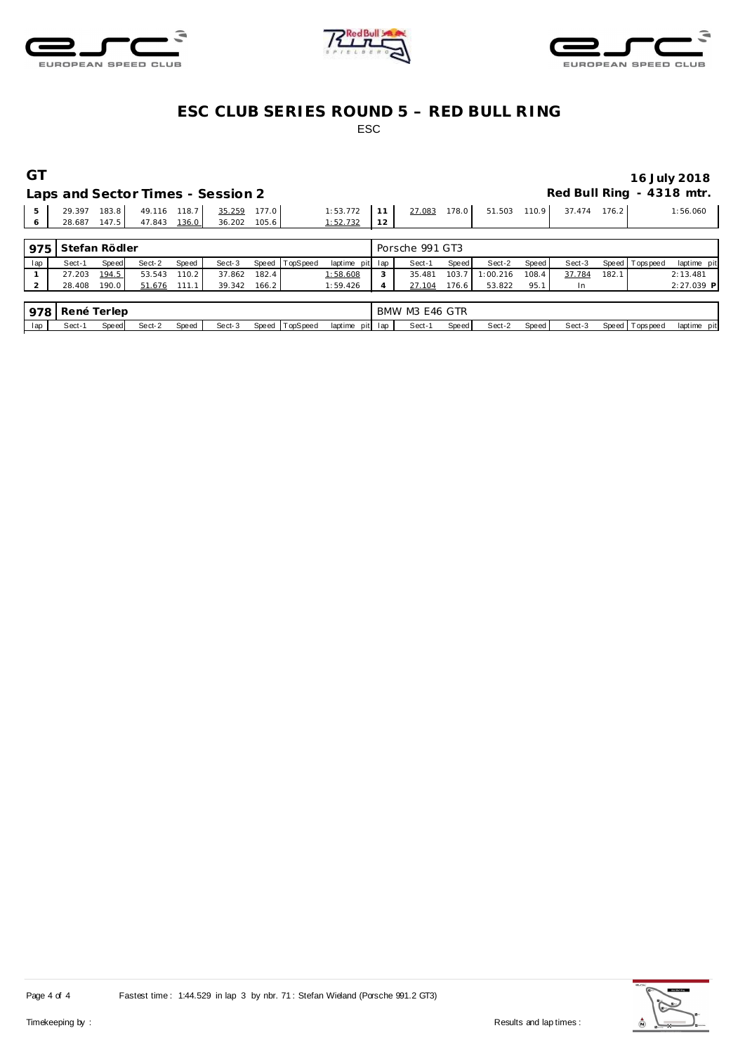# ESC CLUB SERIES ROUND 5 – RED BULL RING

ESC

## GT

16 July 2018

### Laps and Sector Times - Session 2

Red Bull Ring - 4318 mtr.

| lap | Sect-1 | Speed | Sect-2 | Speed | Sect-3 | Speed | TopSpeed | laptime pit | lap | Sect-1 | Speed | Sect-2 | Speed | Sect-3 | Speed | Topspeed | laptime pit |
|---|---|---|---|---|---|---|---|---|---|---|---|---|---|---|---|---|---|
| 5 | 29.397 | 183.8 | 49.116 | 118.7 | 35.259 | 177.0 | | 1:53.772 | 11 | 27.083 | 178.0 | 51.503 | 110.9 | 37.474 | 176.2 | | 1:56.060 |
| 6 | 28.687 | 147.5 | 47.843 | 136.0 | 36.202 | 105.6 | | 1:52.732 | 12 | | | | | | | | |

**975 Stefan Rödler** — Porsche 991 GT3

| lap | Sect-1 | Speed | Sect-2 | Speed | Sect-3 | Speed | TopSpeed | laptime pit | lap | Sect-1 | Speed | Sect-2 | Speed | Sect-3 | Speed | Topspeed | laptime pit |
|---|---|---|---|---|---|---|---|---|---|---|---|---|---|---|---|---|---|
| 1 | 27.203 | 194.5 | 53.543 | 110.2 | 37.862 | 182.4 | | 1:58.608 | 3 | 35.481 | 103.7 | 1:00.216 | 108.4 | 37.784 | 182.1 | | 2:13.481 |
| 2 | 28.408 | 190.0 | 51.676 | 111.1 | 39.342 | 166.2 | | 1:59.426 | 4 | 27.104 | 176.6 | 53.822 | 95.1 | In | | | 2:27.039 **P** |

**978 René Terlep** — BMW M3 E46 GTR

| lap | Sect-1 | Speed | Sect-2 | Speed | Sect-3 | Speed | TopSpeed | laptime pit | lap | Sect-1 | Speed | Sect-2 | Speed | Sect-3 | Speed | Topspeed | laptime pit |
|---|---|---|---|---|---|---|---|---|---|---|---|---|---|---|---|---|---|

Fastest time : 1:44.529 in lap 3 by nbr. 71 : Stefan Wieland (Porsche 991.2 GT3)

Timekeeping by :

Results and lap times :